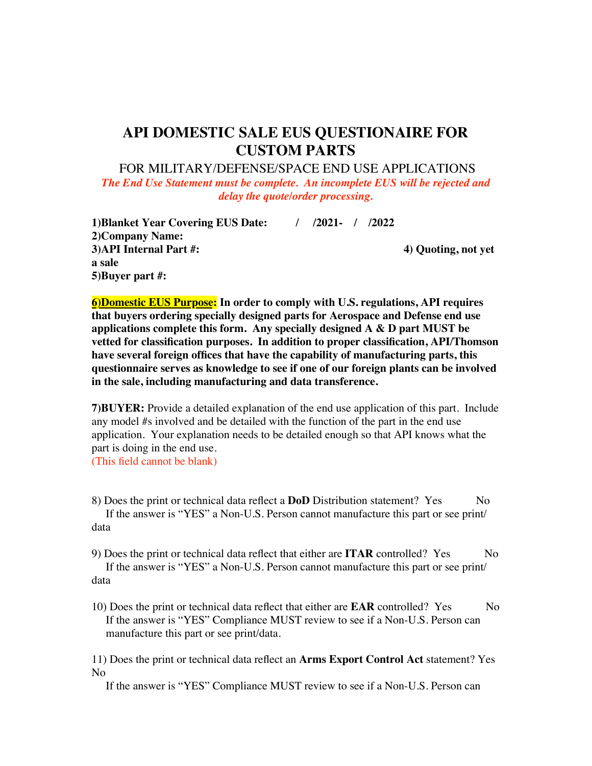# API DOMESTIC SALE EUS QUESTIONAIRE FOR CUSTOM PARTS

FOR MILITARY/DEFENSE/SPACE END USE APPLICATIONS

*The End Use Statement must be complete. An incomplete EUS will be rejected and delay the quote/order processing.*

**1)Blanket Year Covering EUS Date: / /2021- / /2022**
**2)Company Name:**
**3)API Internal Part #:** **4) Quoting, not yet a sale**
**5)Buyer part #:**

**6)Domestic EUS Purpose: In order to comply with U.S. regulations, API requires that buyers ordering specially designed parts for Aerospace and Defense end use applications complete this form. Any specially designed A & D part MUST be vetted for classification purposes. In addition to proper classification, API/Thomson have several foreign offices that have the capability of manufacturing parts, this questionnaire serves as knowledge to see if one of our foreign plants can be involved in the sale, including manufacturing and data transference.**

**7)BUYER:** Provide a detailed explanation of the end use application of this part. Include any model #s involved and be detailed with the function of the part in the end use application. Your explanation needs to be detailed enough so that API knows what the part is doing in the end use.
(This field cannot be blank)

8) Does the print or technical data reflect a **DoD** Distribution statement? Yes No
If the answer is "YES" a Non-U.S. Person cannot manufacture this part or see print/data

9) Does the print or technical data reflect that either are **ITAR** controlled? Yes No
If the answer is "YES" a Non-U.S. Person cannot manufacture this part or see print/data

10) Does the print or technical data reflect that either are **EAR** controlled? Yes No
If the answer is "YES" Compliance MUST review to see if a Non-U.S. Person can manufacture this part or see print/data.

11) Does the print or technical data reflect an **Arms Export Control Act** statement? Yes No
If the answer is "YES" Compliance MUST review to see if a Non-U.S. Person can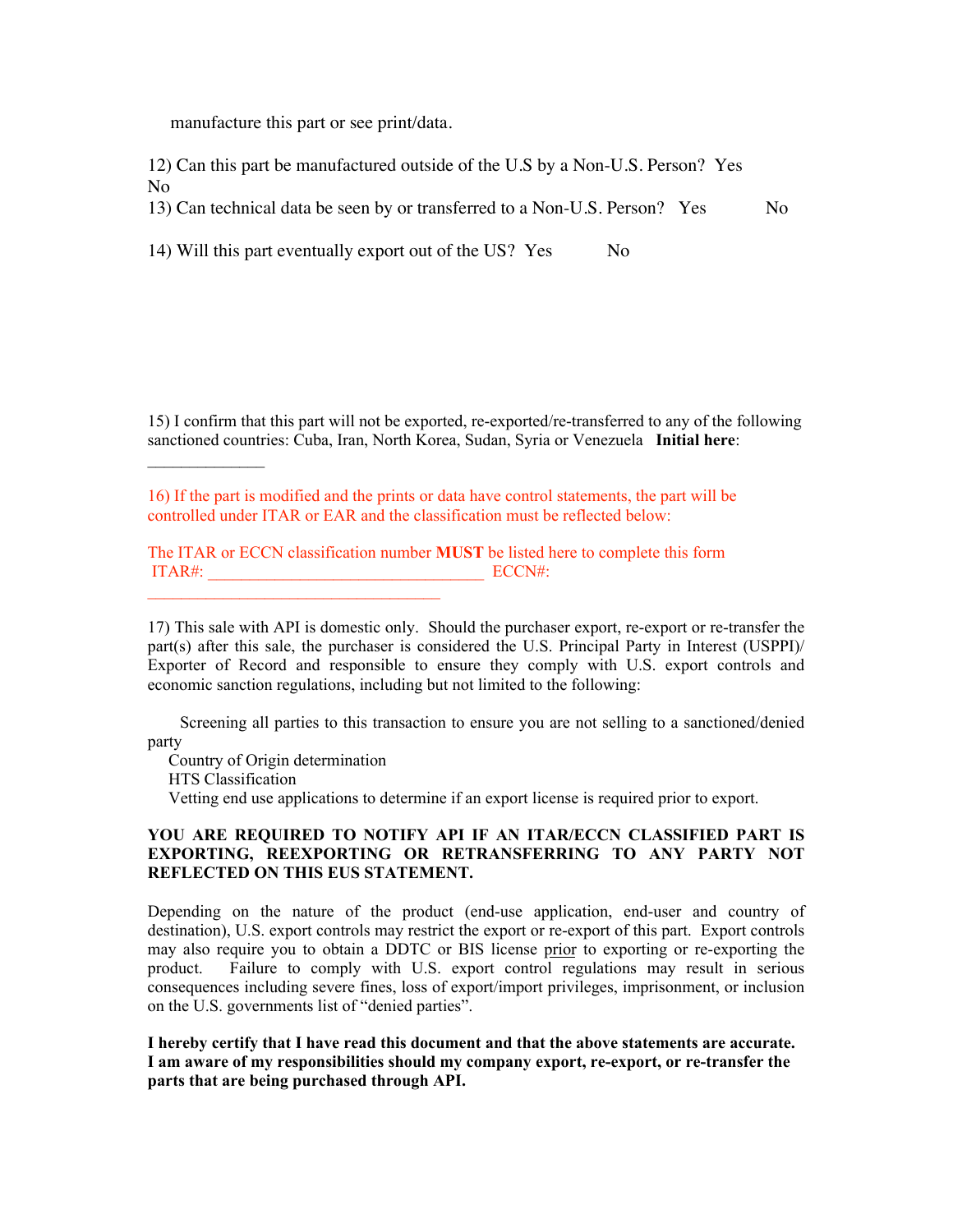manufacture this part or see print/data.

12) Can this part be manufactured outside of the U.S by a Non-U.S. Person? Yes No

13) Can technical data be seen by or transferred to a Non-U.S. Person? Yes No

14) Will this part eventually export out of the US? Yes No

15) I confirm that this part will not be exported, re-exported/re-transferred to any of the following sanctioned countries: Cuba, Iran, North Korea, Sudan, Syria or Venezuela **Initial here**: ______________

16) If the part is modified and the prints or data have control statements, the part will be controlled under ITAR or EAR and the classification must be reflected below:

The ITAR or ECCN classification number **MUST** be listed here to complete this form
ITAR#: _________________________________ ECCN#: _________________________________

17) This sale with API is domestic only. Should the purchaser export, re-export or re-transfer the part(s) after this sale, the purchaser is considered the U.S. Principal Party in Interest (USPPI)/ Exporter of Record and responsible to ensure they comply with U.S. export controls and economic sanction regulations, including but not limited to the following:

- Screening all parties to this transaction to ensure you are not selling to a sanctioned/denied party
- Country of Origin determination
- HTS Classification
- Vetting end use applications to determine if an export license is required prior to export.

**YOU ARE REQUIRED TO NOTIFY API IF AN ITAR/ECCN CLASSIFIED PART IS EXPORTING, REEXPORTING OR RETRANSFERRING TO ANY PARTY NOT REFLECTED ON THIS EUS STATEMENT.**

Depending on the nature of the product (end-use application, end-user and country of destination), U.S. export controls may restrict the export or re-export of this part. Export controls may also require you to obtain a DDTC or BIS license prior to exporting or re-exporting the product. Failure to comply with U.S. export control regulations may result in serious consequences including severe fines, loss of export/import privileges, imprisonment, or inclusion on the U.S. governments list of "denied parties".

**I hereby certify that I have read this document and that the above statements are accurate. I am aware of my responsibilities should my company export, re-export, or re-transfer the parts that are being purchased through API.**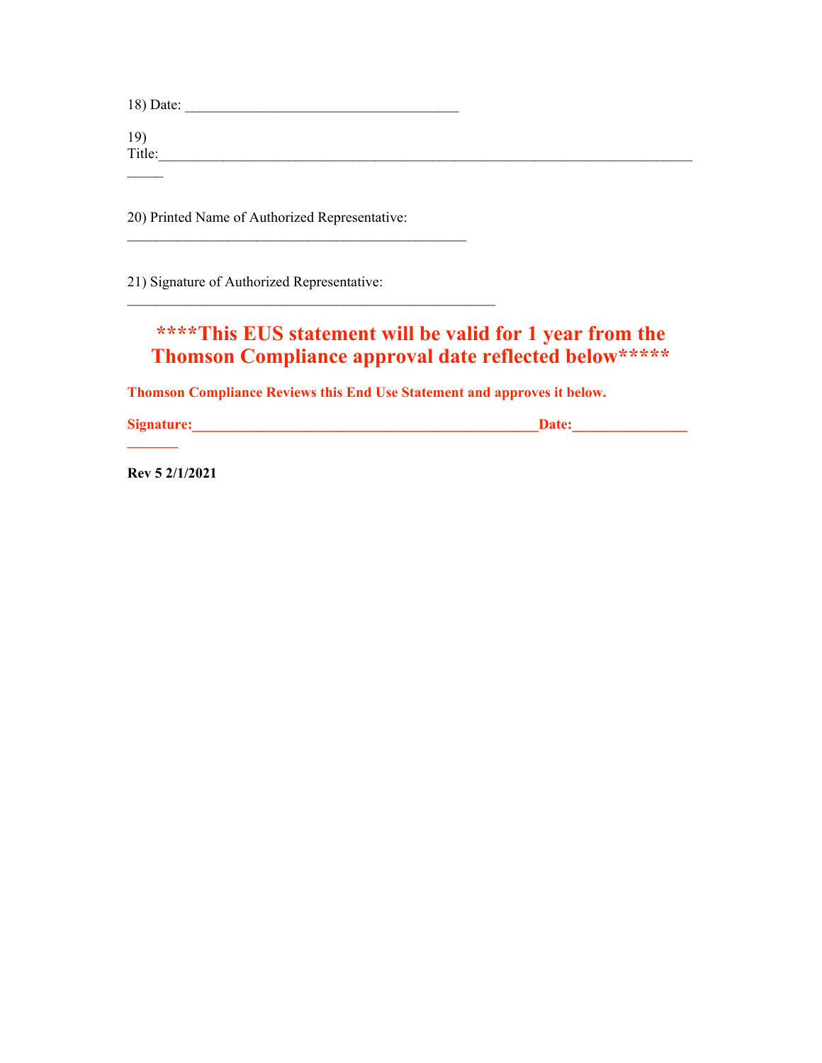18) Date: ______________________________________

19) Title:_______________________________________________________________________________

20) Printed Name of Authorized Representative: _______________________________________________

21) Signature of Authorized Representative: ___________________________________________________

**\*\*\*\*This EUS statement will be valid for 1 year from the Thomson Compliance approval date reflected below\*\*\*\*\***

**Thomson Compliance Reviews this End Use Statement and approves it below.**

**Signature:________________________________________________Date:_______________________**

**Rev 5 2/1/2021**